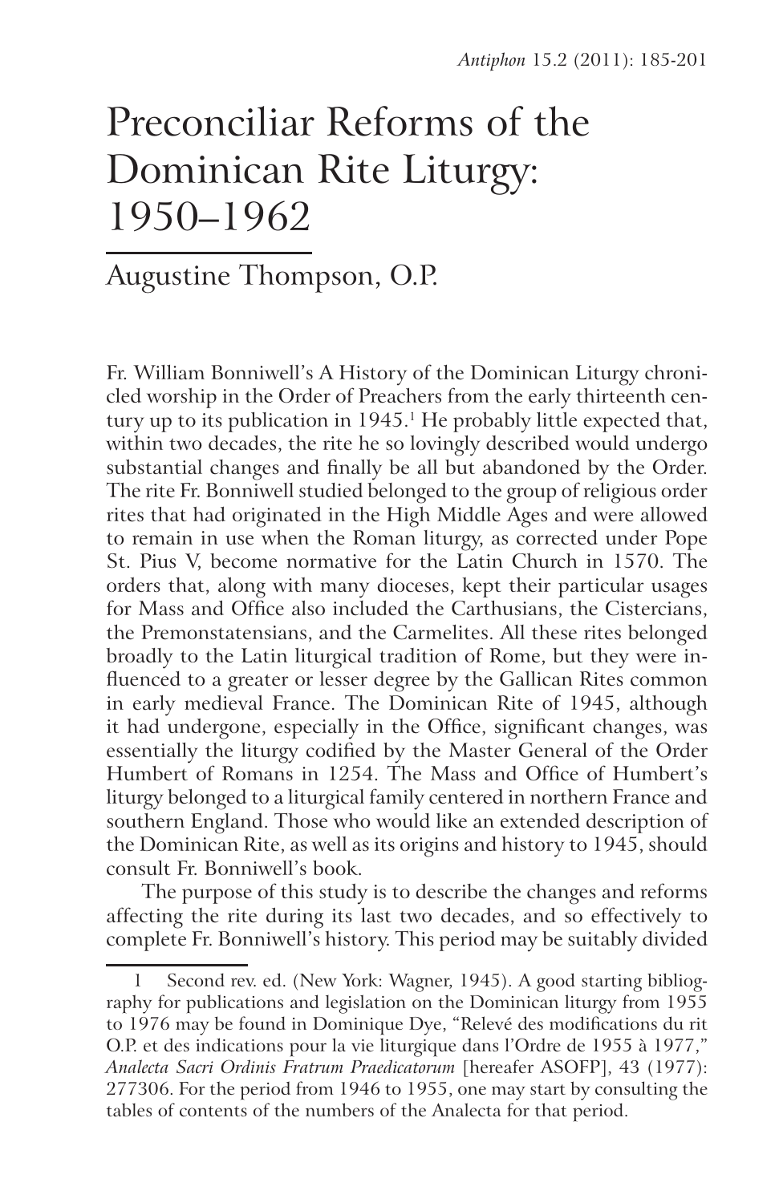# Preconciliar Reforms of the Dominican Rite Liturgy: 1950–1962

## Augustine Thompson, O.P.

Fr. William Bonniwell's A History of the Dominican Liturgy chronicled worship in the Order of Preachers from the early thirteenth century up to its publication in 1945.[1] He probably little expected that, within two decades, the rite he so lovingly described would undergo substantial changes and finally be all but abandoned by the Order. The rite Fr. Bonniwell studied belonged to the group of religious order rites that had originated in the High Middle Ages and were allowed to remain in use when the Roman liturgy, as corrected under Pope St. Pius V, become normative for the Latin Church in 1570. The orders that, along with many dioceses, kept their particular usages for Mass and Office also included the Carthusians, the Cistercians, the Premonstratensians, and the Carmelites. All these rites belonged broadly to the Latin liturgical tradition of Rome, but they were influenced to a greater or lesser degree by the Gallican Rites common in early medieval France. The Dominican Rite of 1945, although it had undergone, especially in the Office, significant changes, was essentially the liturgy codified by the Master General of the Order Humbert of Romans in 1254. The Mass and Office of Humbert's liturgy belonged to a liturgical family centered in northern France and southern England. Those who would like an extended description of the Dominican Rite, as well as its origins and history to 1945, should consult Fr. Bonniwell's book.

The purpose of this study is to describe the changes and reforms affecting the rite during its last two decades, and so effectively to complete Fr. Bonniwell's history. This period may be suitably divided

1 Second rev. ed. (New York: Wagner, 1945). A good starting bibliography for publications and legislation on the Dominican liturgy from 1955 to 1976 may be found in Dominique Dye, "Relevé des modifications du rit O.P. et des indications pour la vie liturgique dans l'Ordre de 1955 à 1977," *Analecta Sacri Ordinis Fratrum Praedicatorum* [hereafer ASOFP], 43 (1977): 277306. For the period from 1946 to 1955, one may start by consulting the tables of contents of the numbers of the Analecta for that period.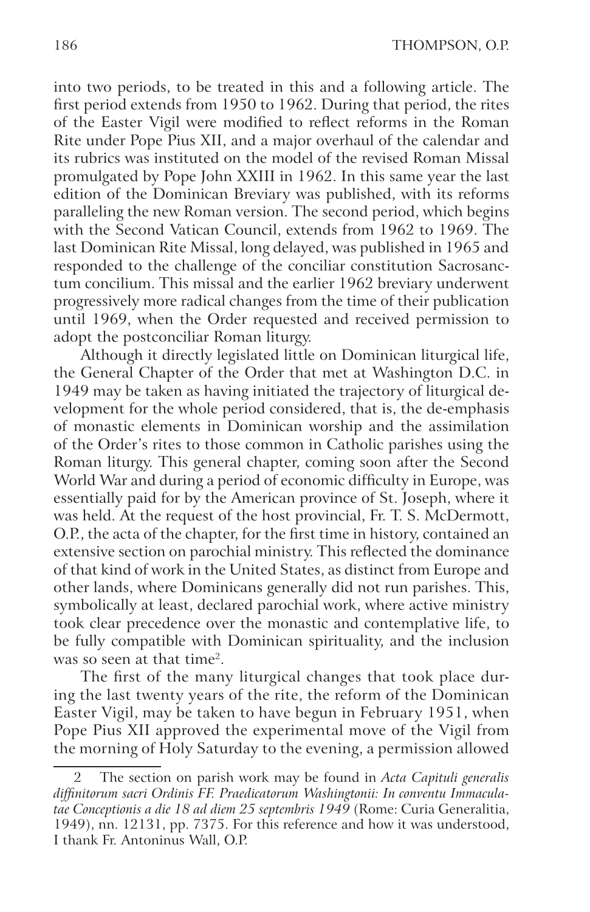into two periods, to be treated in this and a following article. The first period extends from 1950 to 1962. During that period, the rites of the Easter Vigil were modified to reflect reforms in the Roman Rite under Pope Pius XII, and a major overhaul of the calendar and its rubrics was instituted on the model of the revised Roman Missal promulgated by Pope John XXIII in 1962. In this same year the last edition of the Dominican Breviary was published, with its reforms paralleling the new Roman version. The second period, which begins with the Second Vatican Council, extends from 1962 to 1969. The last Dominican Rite Missal, long delayed, was published in 1965 and responded to the challenge of the conciliar constitution Sacrosanctum concilium. This missal and the earlier 1962 breviary underwent progressively more radical changes from the time of their publication until 1969, when the Order requested and received permission to adopt the postconciliar Roman liturgy.

Although it directly legislated little on Dominican liturgical life, the General Chapter of the Order that met at Washington D.C. in 1949 may be taken as having initiated the trajectory of liturgical development for the whole period considered, that is, the de-emphasis of monastic elements in Dominican worship and the assimilation of the Order's rites to those common in Catholic parishes using the Roman liturgy. This general chapter, coming soon after the Second World War and during a period of economic difficulty in Europe, was essentially paid for by the American province of St. Joseph, where it was held. At the request of the host provincial, Fr. T. S. McDermott, O.P., the acta of the chapter, for the first time in history, contained an extensive section on parochial ministry. This reflected the dominance of that kind of work in the United States, as distinct from Europe and other lands, where Dominicans generally did not run parishes. This, symbolically at least, declared parochial work, where active ministry took clear precedence over the monastic and contemplative life, to be fully compatible with Dominican spirituality, and the inclusion was so seen at that time[2].

The first of the many liturgical changes that took place during the last twenty years of the rite, the reform of the Dominican Easter Vigil, may be taken to have begun in February 1951, when Pope Pius XII approved the experimental move of the Vigil from the morning of Holy Saturday to the evening, a permission allowed

---

2 The section on parish work may be found in *Acta Capituli generalis diffinitorum sacri Ordinis FF. Praedicatorum Washingtonii: In conventu Immaculatae Conceptionis a die 18 ad diem 25 septembris 1949* (Rome: Curia Generalitia, 1949), nn. 12131, pp. 7375. For this reference and how it was understood, I thank Fr. Antoninus Wall, O.P.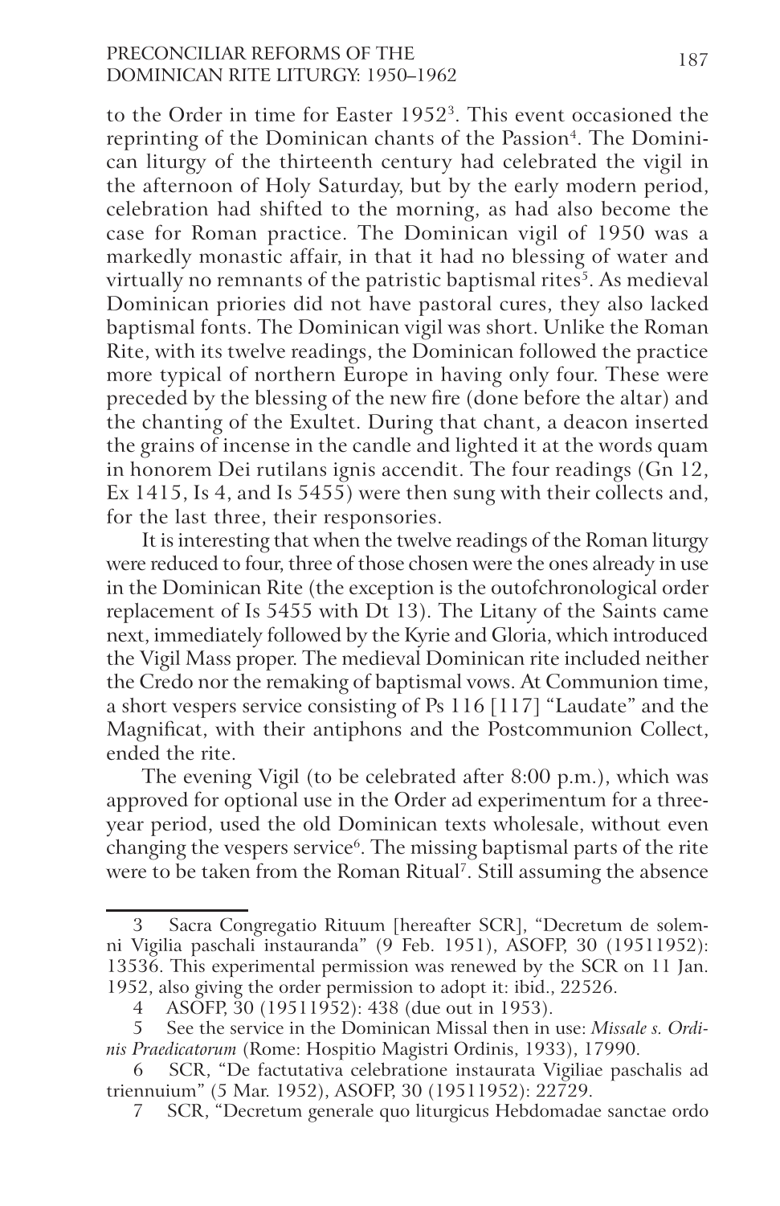to the Order in time for Easter 1952[3]. This event occasioned the reprinting of the Dominican chants of the Passion[4]. The Dominican liturgy of the thirteenth century had celebrated the vigil in the afternoon of Holy Saturday, but by the early modern period, celebration had shifted to the morning, as had also become the case for Roman practice. The Dominican vigil of 1950 was a markedly monastic affair, in that it had no blessing of water and virtually no remnants of the patristic baptismal rites[5]. As medieval Dominican priories did not have pastoral cures, they also lacked baptismal fonts. The Dominican vigil was short. Unlike the Roman Rite, with its twelve readings, the Dominican followed the practice more typical of northern Europe in having only four. These were preceded by the blessing of the new fire (done before the altar) and the chanting of the Exultet. During that chant, a deacon inserted the grains of incense in the candle and lighted it at the words quam in honorem Dei rutilans ignis accendit. The four readings (Gn 12, Ex 1415, Is 4, and Is 5455) were then sung with their collects and, for the last three, their responsories.

It is interesting that when the twelve readings of the Roman liturgy were reduced to four, three of those chosen were the ones already in use in the Dominican Rite (the exception is the outofchronological order replacement of Is 5455 with Dt 13). The Litany of the Saints came next, immediately followed by the Kyrie and Gloria, which introduced the Vigil Mass proper. The medieval Dominican rite included neither the Credo nor the remaking of baptismal vows. At Communion time, a short vespers service consisting of Ps 116 [117] "Laudate" and the Magnificat, with their antiphons and the Postcommunion Collect, ended the rite.

The evening Vigil (to be celebrated after 8:00 p.m.), which was approved for optional use in the Order ad experimentum for a three-year period, used the old Dominican texts wholesale, without even changing the vespers service[6]. The missing baptismal parts of the rite were to be taken from the Roman Ritual[7]. Still assuming the absence

---

3 Sacra Congregatio Rituum [hereafter SCR], "Decretum de solemni Vigilia paschali instauranda" (9 Feb. 1951), ASOFP, 30 (19511952): 13536. This experimental permission was renewed by the SCR on 11 Jan. 1952, also giving the order permission to adopt it: ibid., 22526.

4 ASOFP, 30 (19511952): 438 (due out in 1953).

5 See the service in the Dominican Missal then in use: *Missale s. Ordinis Praedicatorum* (Rome: Hospitio Magistri Ordinis, 1933), 17990.

6 SCR, "De factutativa celebratione instaurata Vigiliae paschalis ad triennuium" (5 Mar. 1952), ASOFP, 30 (19511952): 22729.

7 SCR, "Decretum generale quo liturgicus Hebdomadae sanctae ordo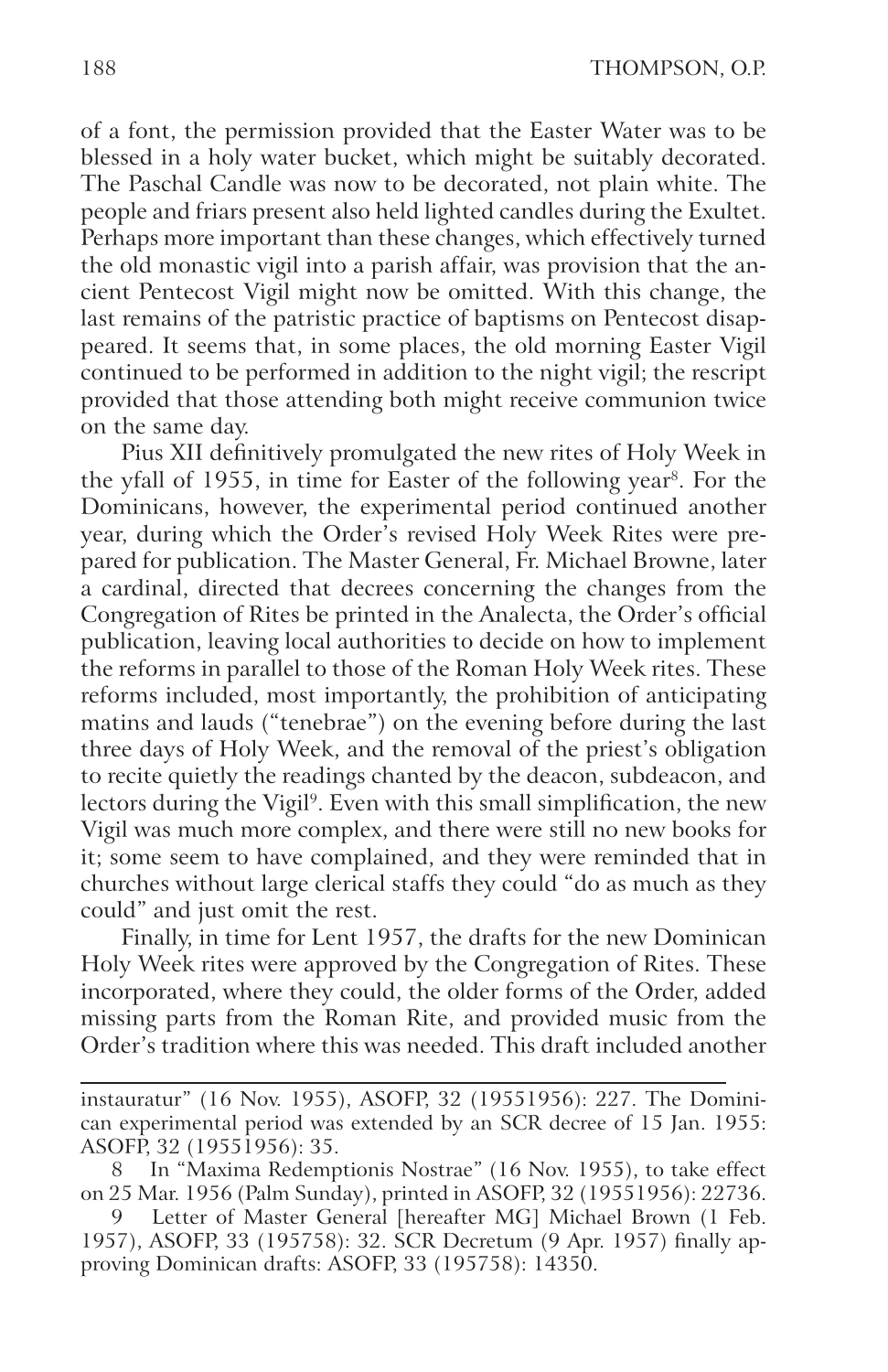of a font, the permission provided that the Easter Water was to be blessed in a holy water bucket, which might be suitably decorated. The Paschal Candle was now to be decorated, not plain white. The people and friars present also held lighted candles during the Exultet. Perhaps more important than these changes, which effectively turned the old monastic vigil into a parish affair, was provision that the ancient Pentecost Vigil might now be omitted. With this change, the last remains of the patristic practice of baptisms on Pentecost disappeared. It seems that, in some places, the old morning Easter Vigil continued to be performed in addition to the night vigil; the rescript provided that those attending both might receive communion twice on the same day.

Pius XII definitively promulgated the new rites of Holy Week in the yfall of 1955, in time for Easter of the following year[8]. For the Dominicans, however, the experimental period continued another year, during which the Order's revised Holy Week Rites were prepared for publication. The Master General, Fr. Michael Browne, later a cardinal, directed that decrees concerning the changes from the Congregation of Rites be printed in the Analecta, the Order's official publication, leaving local authorities to decide on how to implement the reforms in parallel to those of the Roman Holy Week rites. These reforms included, most importantly, the prohibition of anticipating matins and lauds ("tenebrae") on the evening before during the last three days of Holy Week, and the removal of the priest's obligation to recite quietly the readings chanted by the deacon, subdeacon, and lectors during the Vigil[9]. Even with this small simplification, the new Vigil was much more complex, and there were still no new books for it; some seem to have complained, and they were reminded that in churches without large clerical staffs they could "do as much as they could" and just omit the rest.

Finally, in time for Lent 1957, the drafts for the new Dominican Holy Week rites were approved by the Congregation of Rites. These incorporated, where they could, the older forms of the Order, added missing parts from the Roman Rite, and provided music from the Order's tradition where this was needed. This draft included another

---

instauratur" (16 Nov. 1955), ASOFP, 32 (19551956): 227. The Dominican experimental period was extended by an SCR decree of 15 Jan. 1955: ASOFP, 32 (19551956): 35.

8 In "Maxima Redemptionis Nostrae" (16 Nov. 1955), to take effect on 25 Mar. 1956 (Palm Sunday), printed in ASOFP, 32 (19551956): 22736.

9 Letter of Master General [hereafter MG] Michael Brown (1 Feb. 1957), ASOFP, 33 (195758): 32. SCR Decretum (9 Apr. 1957) finally approving Dominican drafts: ASOFP, 33 (195758): 14350.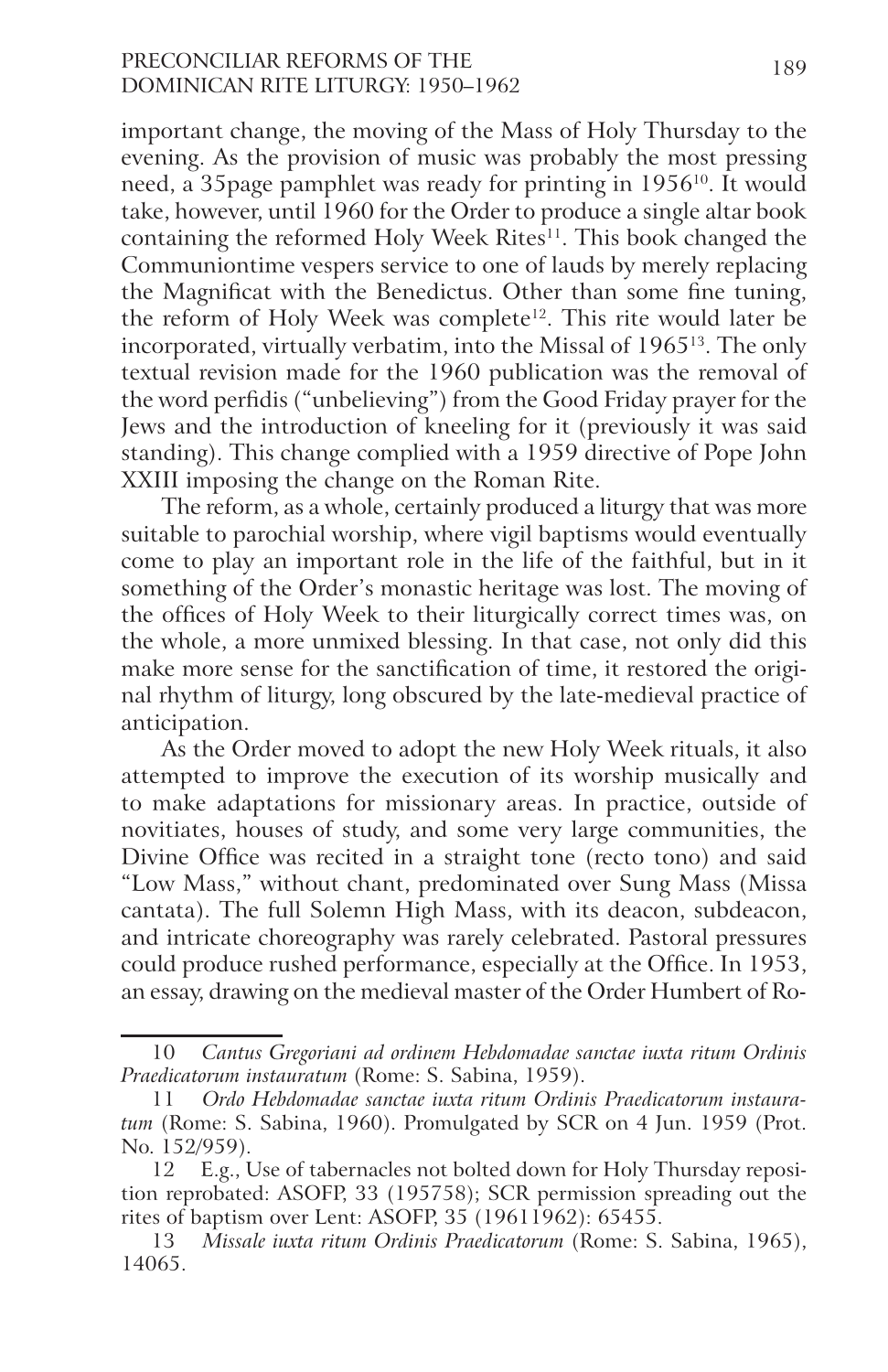important change, the moving of the Mass of Holy Thursday to the evening. As the provision of music was probably the most pressing need, a 35page pamphlet was ready for printing in 1956[10]. It would take, however, until 1960 for the Order to produce a single altar book containing the reformed Holy Week Rites[11]. This book changed the Communiontime vespers service to one of lauds by merely replacing the Magnificat with the Benedictus. Other than some fine tuning, the reform of Holy Week was complete[12]. This rite would later be incorporated, virtually verbatim, into the Missal of 1965[13]. The only textual revision made for the 1960 publication was the removal of the word perfidis ("unbelieving") from the Good Friday prayer for the Jews and the introduction of kneeling for it (previously it was said standing). This change complied with a 1959 directive of Pope John XXIII imposing the change on the Roman Rite.

The reform, as a whole, certainly produced a liturgy that was more suitable to parochial worship, where vigil baptisms would eventually come to play an important role in the life of the faithful, but in it something of the Order's monastic heritage was lost. The moving of the offices of Holy Week to their liturgically correct times was, on the whole, a more unmixed blessing. In that case, not only did this make more sense for the sanctification of time, it restored the original rhythm of liturgy, long obscured by the late-medieval practice of anticipation.

As the Order moved to adopt the new Holy Week rituals, it also attempted to improve the execution of its worship musically and to make adaptations for missionary areas. In practice, outside of novitiates, houses of study, and some very large communities, the Divine Office was recited in a straight tone (recto tono) and said "Low Mass," without chant, predominated over Sung Mass (Missa cantata). The full Solemn High Mass, with its deacon, subdeacon, and intricate choreography was rarely celebrated. Pastoral pressures could produce rushed performance, especially at the Office. In 1953, an essay, drawing on the medieval master of the Order Humbert of Ro-

---

10 *Cantus Gregoriani ad ordinem Hebdomadae sanctae iuxta ritum Ordinis Praedicatorum instauratum* (Rome: S. Sabina, 1959).

11 *Ordo Hebdomadae sanctae iuxta ritum Ordinis Praedicatorum instauratum* (Rome: S. Sabina, 1960). Promulgated by SCR on 4 Jun. 1959 (Prot. No. 152/959).

12 E.g., Use of tabernacles not bolted down for Holy Thursday reposition reprobated: ASOFP, 33 (195758); SCR permission spreading out the rites of baptism over Lent: ASOFP, 35 (19611962): 65455.

13 *Missale iuxta ritum Ordinis Praedicatorum* (Rome: S. Sabina, 1965), 14065.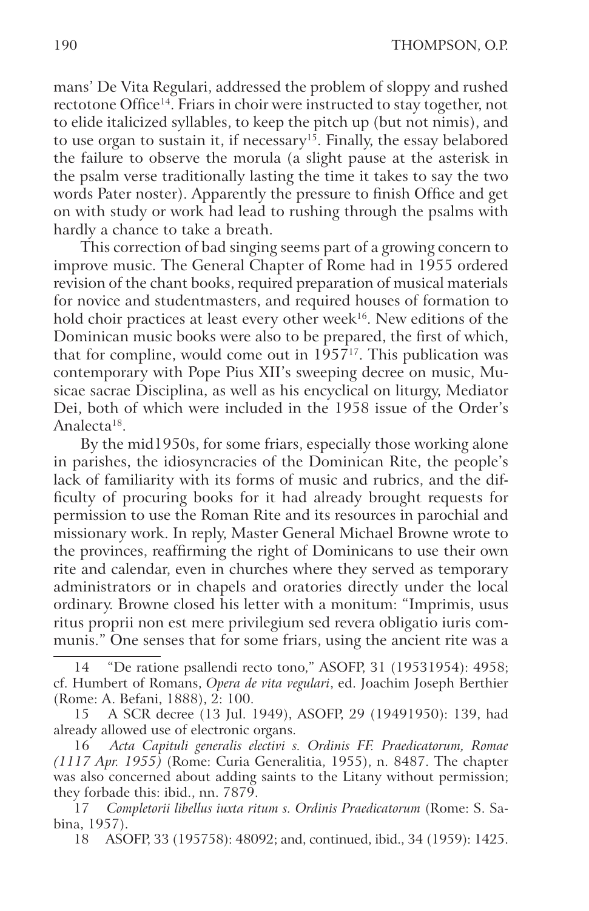mans' De Vita Regulari, addressed the problem of sloppy and rushed rectotone Office[14]. Friars in choir were instructed to stay together, not to elide italicized syllables, to keep the pitch up (but not nimis), and to use organ to sustain it, if necessary[15]. Finally, the essay belabored the failure to observe the morula (a slight pause at the asterisk in the psalm verse traditionally lasting the time it takes to say the two words Pater noster). Apparently the pressure to finish Office and get on with study or work had lead to rushing through the psalms with hardly a chance to take a breath.

This correction of bad singing seems part of a growing concern to improve music. The General Chapter of Rome had in 1955 ordered revision of the chant books, required preparation of musical materials for novice and studentmasters, and required houses of formation to hold choir practices at least every other week[16]. New editions of the Dominican music books were also to be prepared, the first of which, that for compline, would come out in 1957[17]. This publication was contemporary with Pope Pius XII's sweeping decree on music, Musicae sacrae Disciplina, as well as his encyclical on liturgy, Mediator Dei, both of which were included in the 1958 issue of the Order's Analecta[18].

By the mid1950s, for some friars, especially those working alone in parishes, the idiosyncracies of the Dominican Rite, the people's lack of familiarity with its forms of music and rubrics, and the difficulty of procuring books for it had already brought requests for permission to use the Roman Rite and its resources in parochial and missionary work. In reply, Master General Michael Browne wrote to the provinces, reaffirming the right of Dominicans to use their own rite and calendar, even in churches where they served as temporary administrators or in chapels and oratories directly under the local ordinary. Browne closed his letter with a monitum: "Imprimis, usus ritus proprii non est mere privilegium sed revera obligatio iuris communis." One senses that for some friars, using the ancient rite was a

---

14 "De ratione psallendi recto tono," ASOFP, 31 (19531954): 4958; cf. Humbert of Romans, *Opera de vita vegulari*, ed. Joachim Joseph Berthier (Rome: A. Befani, 1888), 2: 100.

15 A SCR decree (13 Jul. 1949), ASOFP, 29 (19491950): 139, had already allowed use of electronic organs.

16 *Acta Capituli generalis electivi s. Ordinis FF. Praedicatorum, Romae (1117 Apr. 1955)* (Rome: Curia Generalitia, 1955), n. 8487. The chapter was also concerned about adding saints to the Litany without permission; they forbade this: ibid., nn. 7879.

17 *Completorii libellus iuxta ritum s. Ordinis Praedicatorum* (Rome: S. Sabina, 1957).

18 ASOFP, 33 (195758): 48092; and, continued, ibid., 34 (1959): 1425.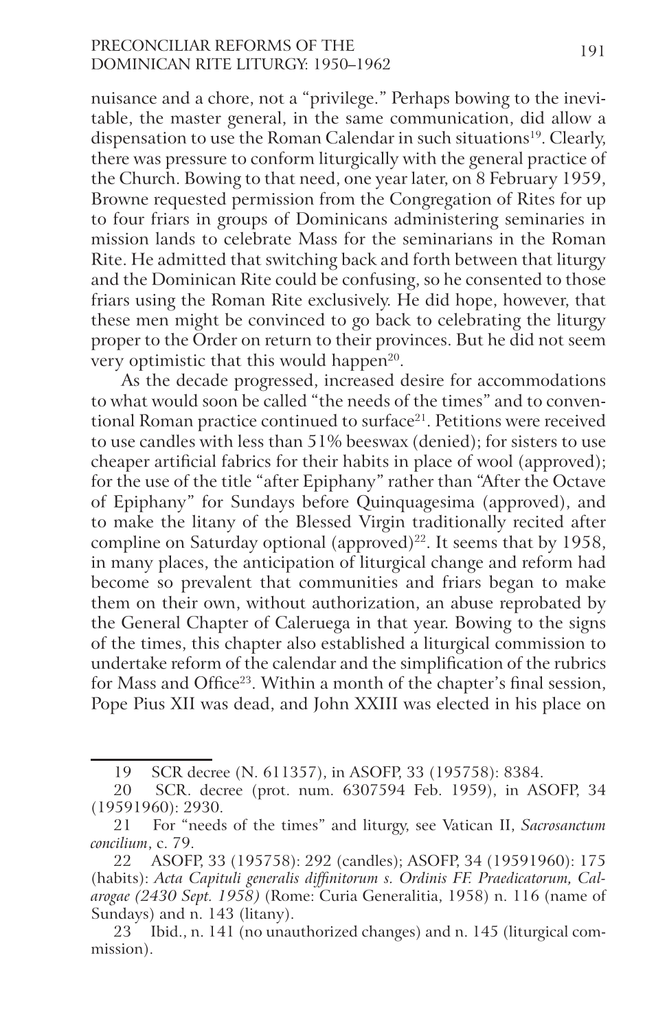nuisance and a chore, not a "privilege." Perhaps bowing to the inevitable, the master general, in the same communication, did allow a dispensation to use the Roman Calendar in such situations[19]. Clearly, there was pressure to conform liturgically with the general practice of the Church. Bowing to that need, one year later, on 8 February 1959, Browne requested permission from the Congregation of Rites for up to four friars in groups of Dominicans administering seminaries in mission lands to celebrate Mass for the seminarians in the Roman Rite. He admitted that switching back and forth between that liturgy and the Dominican Rite could be confusing, so he consented to those friars using the Roman Rite exclusively. He did hope, however, that these men might be convinced to go back to celebrating the liturgy proper to the Order on return to their provinces. But he did not seem very optimistic that this would happen[20].

As the decade progressed, increased desire for accommodations to what would soon be called "the needs of the times" and to conventional Roman practice continued to surface[21]. Petitions were received to use candles with less than 51% beeswax (denied); for sisters to use cheaper artificial fabrics for their habits in place of wool (approved); for the use of the title "after Epiphany" rather than "After the Octave of Epiphany" for Sundays before Quinquagesima (approved), and to make the litany of the Blessed Virgin traditionally recited after compline on Saturday optional (approved)[22]. It seems that by 1958, in many places, the anticipation of liturgical change and reform had become so prevalent that communities and friars began to make them on their own, without authorization, an abuse reprobated by the General Chapter of Caleruega in that year. Bowing to the signs of the times, this chapter also established a liturgical commission to undertake reform of the calendar and the simplification of the rubrics for Mass and Office[23]. Within a month of the chapter's final session, Pope Pius XII was dead, and John XXIII was elected in his place on

---

19 SCR decree (N. 611357), in ASOFP, 33 (195758): 8384.

20 SCR. decree (prot. num. 6307594 Feb. 1959), in ASOFP, 34 (19591960): 2930.

21 For "needs of the times" and liturgy, see Vatican II, *Sacrosanctum concilium*, c. 79.

22 ASOFP, 33 (195758): 292 (candles); ASOFP, 34 (19591960): 175 (habits): *Acta Capituli generalis diffinitorum s. Ordinis FF. Praedicatorum, Calarogae (2430 Sept. 1958)* (Rome: Curia Generalitia, 1958) n. 116 (name of Sundays) and n. 143 (litany).

23 Ibid., n. 141 (no unauthorized changes) and n. 145 (liturgical commission).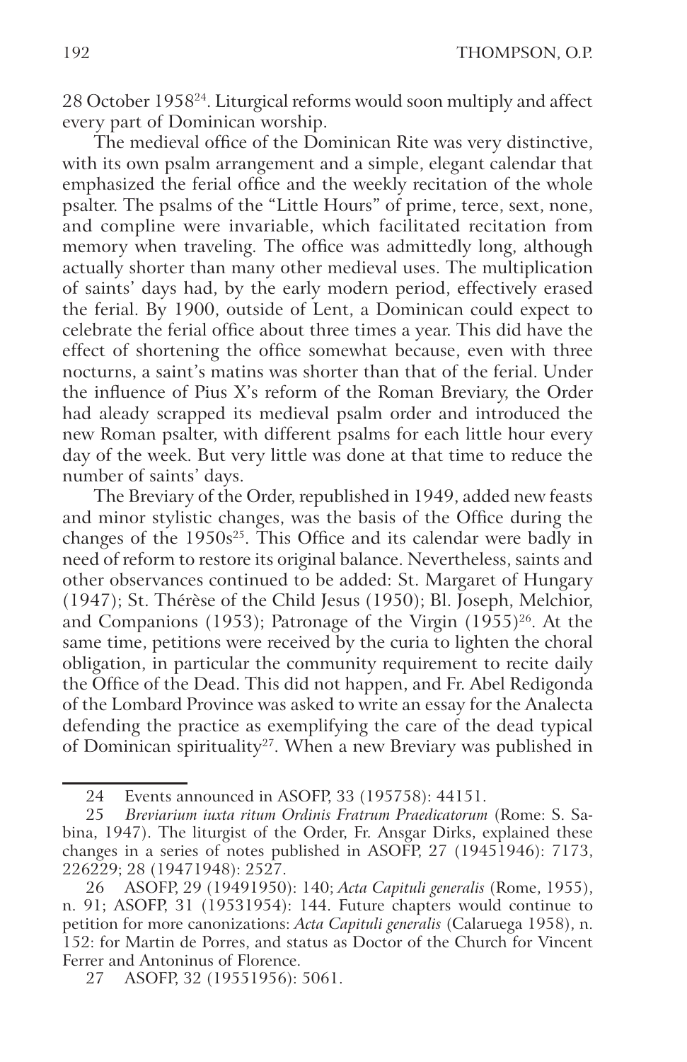28 October 1958[24]. Liturgical reforms would soon multiply and affect every part of Dominican worship.

The medieval office of the Dominican Rite was very distinctive, with its own psalm arrangement and a simple, elegant calendar that emphasized the ferial office and the weekly recitation of the whole psalter. The psalms of the "Little Hours" of prime, terce, sext, none, and compline were invariable, which facilitated recitation from memory when traveling. The office was admittedly long, although actually shorter than many other medieval uses. The multiplication of saints' days had, by the early modern period, effectively erased the ferial. By 1900, outside of Lent, a Dominican could expect to celebrate the ferial office about three times a year. This did have the effect of shortening the office somewhat because, even with three nocturns, a saint's matins was shorter than that of the ferial. Under the influence of Pius X's reform of the Roman Breviary, the Order had aleady scrapped its medieval psalm order and introduced the new Roman psalter, with different psalms for each little hour every day of the week. But very little was done at that time to reduce the number of saints' days.

The Breviary of the Order, republished in 1949, added new feasts and minor stylistic changes, was the basis of the Office during the changes of the 1950s[25]. This Office and its calendar were badly in need of reform to restore its original balance. Nevertheless, saints and other observances continued to be added: St. Margaret of Hungary (1947); St. Thérèse of the Child Jesus (1950); Bl. Joseph, Melchior, and Companions (1953); Patronage of the Virgin (1955)[26]. At the same time, petitions were received by the curia to lighten the choral obligation, in particular the community requirement to recite daily the Office of the Dead. This did not happen, and Fr. Abel Redigonda of the Lombard Province was asked to write an essay for the Analecta defending the practice as exemplifying the care of the dead typical of Dominican spirituality[27]. When a new Breviary was published in

---

24 Events announced in ASOFP, 33 (195758): 44151.

25 *Breviarium iuxta ritum Ordinis Fratrum Praedicatorum* (Rome: S. Sabina, 1947). The liturgist of the Order, Fr. Ansgar Dirks, explained these changes in a series of notes published in ASOFP, 27 (19451946): 7173, 226229; 28 (19471948): 2527.

26 ASOFP, 29 (19491950): 140; *Acta Capituli generalis* (Rome, 1955), n. 91; ASOFP, 31 (19531954): 144. Future chapters would continue to petition for more canonizations: *Acta Capituli generalis* (Calaruega 1958), n. 152: for Martin de Porres, and status as Doctor of the Church for Vincent Ferrer and Antoninus of Florence.

27 ASOFP, 32 (19551956): 5061.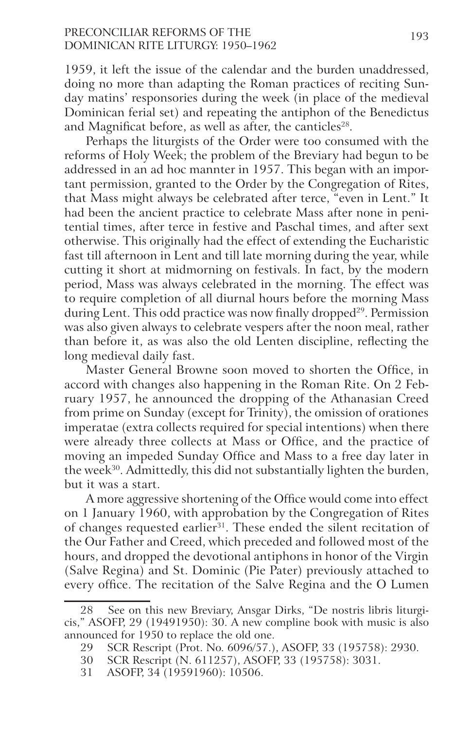1959, it left the issue of the calendar and the burden unaddressed, doing no more than adapting the Roman practices of reciting Sunday matins' responsories during the week (in place of the medieval Dominican ferial set) and repeating the antiphon of the Benedictus and Magnificat before, as well as after, the canticles[28].

Perhaps the liturgists of the Order were too consumed with the reforms of Holy Week; the problem of the Breviary had begun to be addressed in an ad hoc mannter in 1957. This began with an important permission, granted to the Order by the Congregation of Rites, that Mass might always be celebrated after terce, "even in Lent." It had been the ancient practice to celebrate Mass after none in penitential times, after terce in festive and Paschal times, and after sext otherwise. This originally had the effect of extending the Eucharistic fast till afternoon in Lent and till late morning during the year, while cutting it short at midmorning on festivals. In fact, by the modern period, Mass was always celebrated in the morning. The effect was to require completion of all diurnal hours before the morning Mass during Lent. This odd practice was now finally dropped[29]. Permission was also given always to celebrate vespers after the noon meal, rather than before it, as was also the old Lenten discipline, reflecting the long medieval daily fast.

Master General Browne soon moved to shorten the Office, in accord with changes also happening in the Roman Rite. On 2 February 1957, he announced the dropping of the Athanasian Creed from prime on Sunday (except for Trinity), the omission of orationes imperatae (extra collects required for special intentions) when there were already three collects at Mass or Office, and the practice of moving an impeded Sunday Office and Mass to a free day later in the week[30]. Admittedly, this did not substantially lighten the burden, but it was a start.

A more aggressive shortening of the Office would come into effect on 1 January 1960, with approbation by the Congregation of Rites of changes requested earlier[31]. These ended the silent recitation of the Our Father and Creed, which preceded and followed most of the hours, and dropped the devotional antiphons in honor of the Virgin (Salve Regina) and St. Dominic (Pie Pater) previously attached to every office. The recitation of the Salve Regina and the O Lumen

---

28 See on this new Breviary, Ansgar Dirks, "De nostris libris liturgicis," ASOFP, 29 (19491950): 30. A new compline book with music is also announced for 1950 to replace the old one.

29 SCR Rescript (Prot. No. 6096/57.), ASOFP, 33 (195758): 2930.

30 SCR Rescript (N. 611257), ASOFP, 33 (195758): 3031.

31 ASOFP, 34 (19591960): 10506.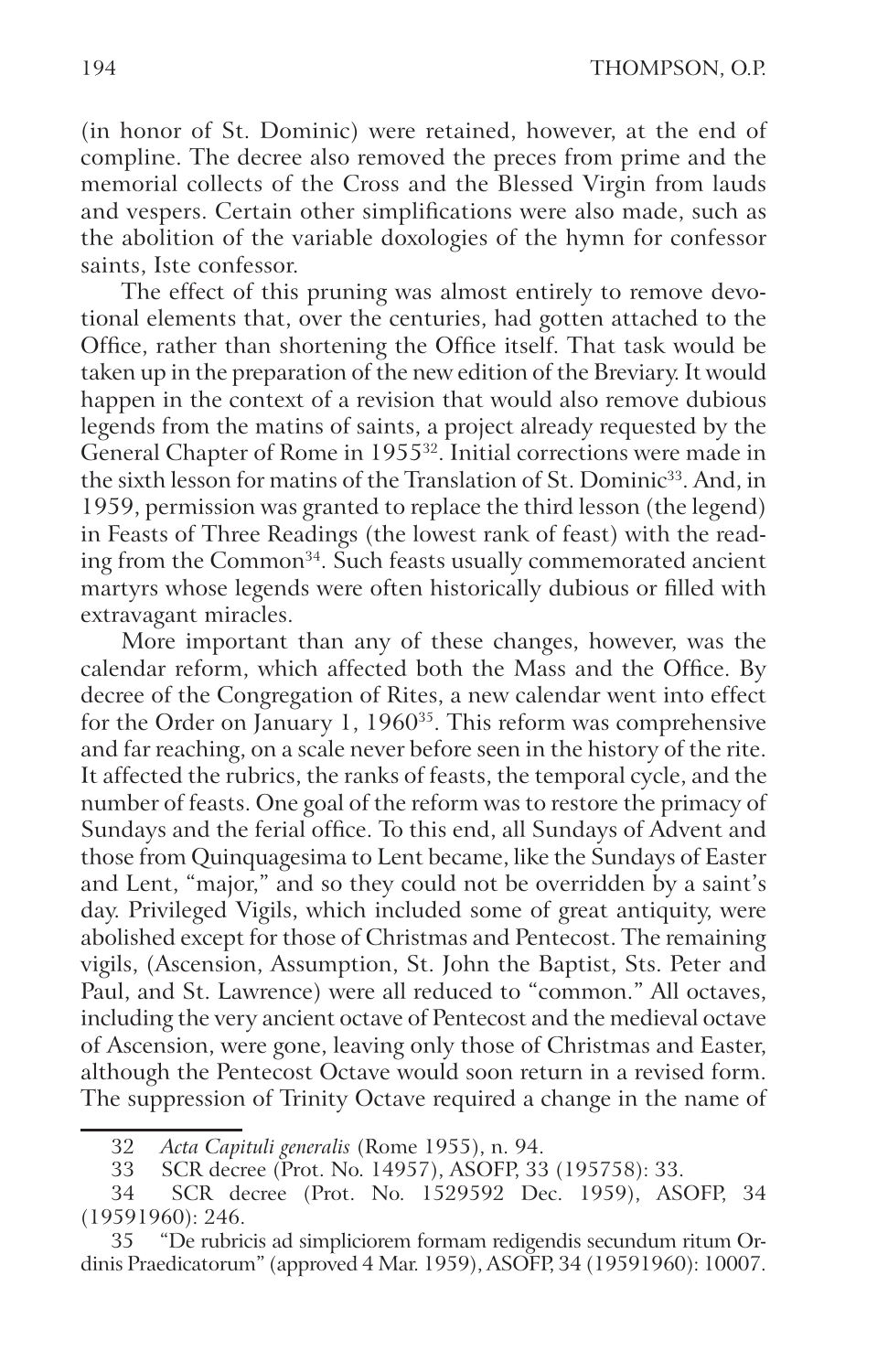(in honor of St. Dominic) were retained, however, at the end of compline. The decree also removed the preces from prime and the memorial collects of the Cross and the Blessed Virgin from lauds and vespers. Certain other simplifications were also made, such as the abolition of the variable doxologies of the hymn for confessor saints, Iste confessor.

The effect of this pruning was almost entirely to remove devotional elements that, over the centuries, had gotten attached to the Office, rather than shortening the Office itself. That task would be taken up in the preparation of the new edition of the Breviary. It would happen in the context of a revision that would also remove dubious legends from the matins of saints, a project already requested by the General Chapter of Rome in 1955[32]. Initial corrections were made in the sixth lesson for matins of the Translation of St. Dominic[33]. And, in 1959, permission was granted to replace the third lesson (the legend) in Feasts of Three Readings (the lowest rank of feast) with the reading from the Common[34]. Such feasts usually commemorated ancient martyrs whose legends were often historically dubious or filled with extravagant miracles.

More important than any of these changes, however, was the calendar reform, which affected both the Mass and the Office. By decree of the Congregation of Rites, a new calendar went into effect for the Order on January 1, 1960[35]. This reform was comprehensive and far reaching, on a scale never before seen in the history of the rite. It affected the rubrics, the ranks of feasts, the temporal cycle, and the number of feasts. One goal of the reform was to restore the primacy of Sundays and the ferial office. To this end, all Sundays of Advent and those from Quinquagesima to Lent became, like the Sundays of Easter and Lent, "major," and so they could not be overridden by a saint's day. Privileged Vigils, which included some of great antiquity, were abolished except for those of Christmas and Pentecost. The remaining vigils, (Ascension, Assumption, St. John the Baptist, Sts. Peter and Paul, and St. Lawrence) were all reduced to "common." All octaves, including the very ancient octave of Pentecost and the medieval octave of Ascension, were gone, leaving only those of Christmas and Easter, although the Pentecost Octave would soon return in a revised form. The suppression of Trinity Octave required a change in the name of

32 *Acta Capituli generalis* (Rome 1955), n. 94.

33 SCR decree (Prot. No. 14957), ASOFP, 33 (195758): 33.

34 SCR decree (Prot. No. 1529592 Dec. 1959), ASOFP, 34 (19591960): 246.

35 "De rubricis ad simpliciorem formam redigendis secundum ritum Ordinis Praedicatorum" (approved 4 Mar. 1959), ASOFP, 34 (19591960): 10007.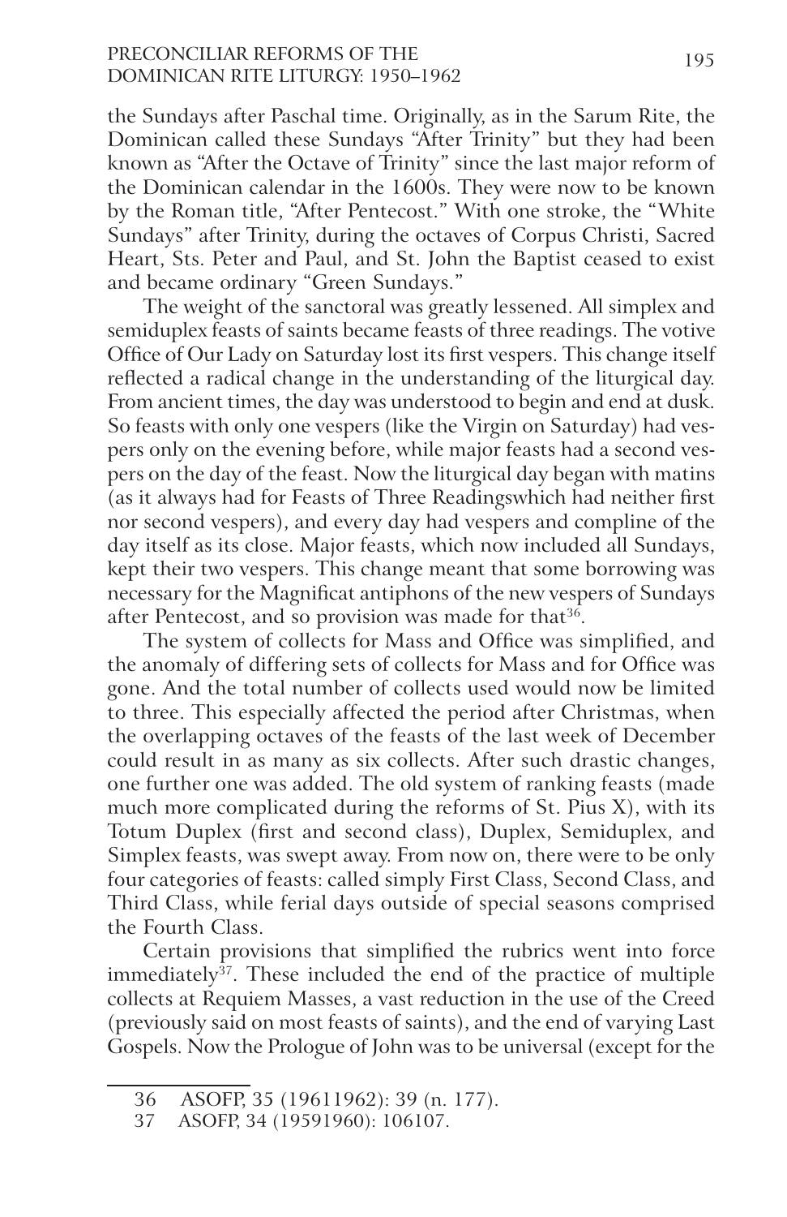the Sundays after Paschal time. Originally, as in the Sarum Rite, the Dominican called these Sundays "After Trinity" but they had been known as "After the Octave of Trinity" since the last major reform of the Dominican calendar in the 1600s. They were now to be known by the Roman title, "After Pentecost." With one stroke, the "White Sundays" after Trinity, during the octaves of Corpus Christi, Sacred Heart, Sts. Peter and Paul, and St. John the Baptist ceased to exist and became ordinary "Green Sundays."

The weight of the sanctoral was greatly lessened. All simplex and semiduplex feasts of saints became feasts of three readings. The votive Office of Our Lady on Saturday lost its first vespers. This change itself reflected a radical change in the understanding of the liturgical day. From ancient times, the day was understood to begin and end at dusk. So feasts with only one vespers (like the Virgin on Saturday) had vespers only on the evening before, while major feasts had a second vespers on the day of the feast. Now the liturgical day began with matins (as it always had for Feasts of Three Readingswhich had neither first nor second vespers), and every day had vespers and compline of the day itself as its close. Major feasts, which now included all Sundays, kept their two vespers. This change meant that some borrowing was necessary for the Magnificat antiphons of the new vespers of Sundays after Pentecost, and so provision was made for that[36].

The system of collects for Mass and Office was simplified, and the anomaly of differing sets of collects for Mass and for Office was gone. And the total number of collects used would now be limited to three. This especially affected the period after Christmas, when the overlapping octaves of the feasts of the last week of December could result in as many as six collects. After such drastic changes, one further one was added. The old system of ranking feasts (made much more complicated during the reforms of St. Pius X), with its Totum Duplex (first and second class), Duplex, Semiduplex, and Simplex feasts, was swept away. From now on, there were to be only four categories of feasts: called simply First Class, Second Class, and Third Class, while ferial days outside of special seasons comprised the Fourth Class.

Certain provisions that simplified the rubrics went into force immediately[37]. These included the end of the practice of multiple collects at Requiem Masses, a vast reduction in the use of the Creed (previously said on most feasts of saints), and the end of varying Last Gospels. Now the Prologue of John was to be universal (except for the

---

36 ASOFP, 35 (19611962): 39 (n. 177).

37 ASOFP, 34 (19591960): 106107.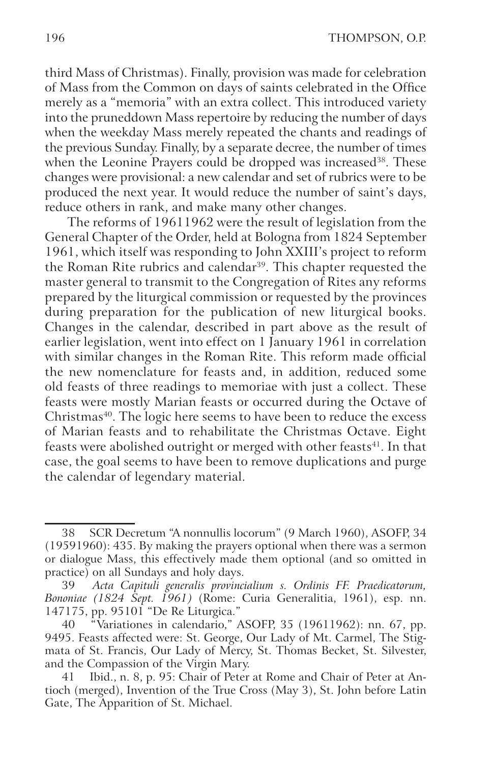third Mass of Christmas). Finally, provision was made for celebration of Mass from the Common on days of saints celebrated in the Office merely as a "memoria" with an extra collect. This introduced variety into the pruneddown Mass repertoire by reducing the number of days when the weekday Mass merely repeated the chants and readings of the previous Sunday. Finally, by a separate decree, the number of times when the Leonine Prayers could be dropped was increased[38]. These changes were provisional: a new calendar and set of rubrics were to be produced the next year. It would reduce the number of saint's days, reduce others in rank, and make many other changes.

The reforms of 19611962 were the result of legislation from the General Chapter of the Order, held at Bologna from 1824 September 1961, which itself was responding to John XXIII's project to reform the Roman Rite rubrics and calendar[39]. This chapter requested the master general to transmit to the Congregation of Rites any reforms prepared by the liturgical commission or requested by the provinces during preparation for the publication of new liturgical books. Changes in the calendar, described in part above as the result of earlier legislation, went into effect on 1 January 1961 in correlation with similar changes in the Roman Rite. This reform made official the new nomenclature for feasts and, in addition, reduced some old feasts of three readings to memoriae with just a collect. These feasts were mostly Marian feasts or occurred during the Octave of Christmas[40]. The logic here seems to have been to reduce the excess of Marian feasts and to rehabilitate the Christmas Octave. Eight feasts were abolished outright or merged with other feasts[41]. In that case, the goal seems to have been to remove duplications and purge the calendar of legendary material.

---

38 SCR Decretum "A nonnullis locorum" (9 March 1960), ASOFP, 34 (19591960): 435. By making the prayers optional when there was a sermon or dialogue Mass, this effectively made them optional (and so omitted in practice) on all Sundays and holy days.

39 *Acta Capituli generalis provincialium s. Ordinis FF. Praedicatorum, Bononiae (1824 Sept. 1961)* (Rome: Curia Generalitia, 1961), esp. nn. 147175, pp. 95101 "De Re Liturgica."

40 "Variationes in calendario," ASOFP, 35 (19611962): nn. 67, pp. 9495. Feasts affected were: St. George, Our Lady of Mt. Carmel, The Stigmata of St. Francis, Our Lady of Mercy, St. Thomas Becket, St. Silvester, and the Compassion of the Virgin Mary.

41 Ibid., n. 8, p. 95: Chair of Peter at Rome and Chair of Peter at Antioch (merged), Invention of the True Cross (May 3), St. John before Latin Gate, The Apparition of St. Michael.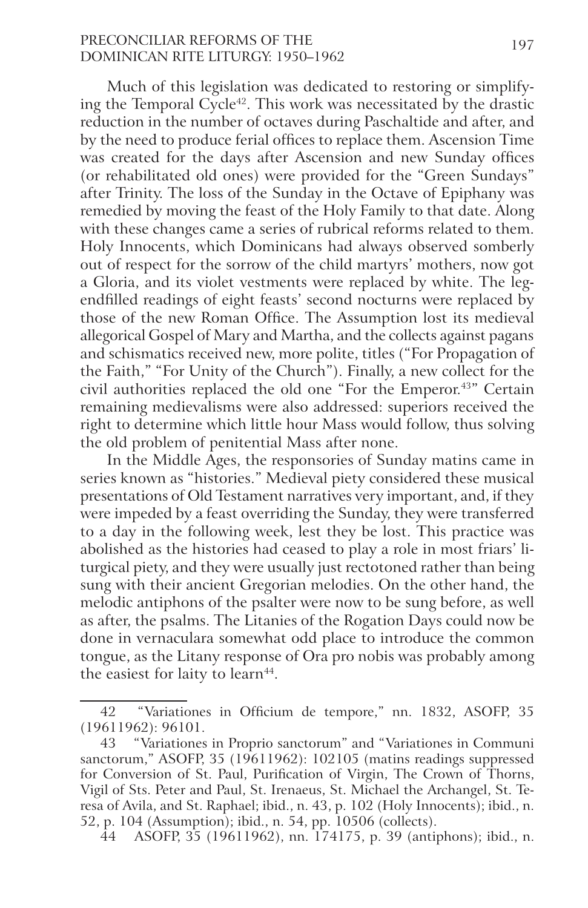Much of this legislation was dedicated to restoring or simplifying the Temporal Cycle[42]. This work was necessitated by the drastic reduction in the number of octaves during Paschaltide and after, and by the need to produce ferial offices to replace them. Ascension Time was created for the days after Ascension and new Sunday offices (or rehabilitated old ones) were provided for the "Green Sundays" after Trinity. The loss of the Sunday in the Octave of Epiphany was remedied by moving the feast of the Holy Family to that date. Along with these changes came a series of rubrical reforms related to them. Holy Innocents, which Dominicans had always observed somberly out of respect for the sorrow of the child martyrs' mothers, now got a Gloria, and its violet vestments were replaced by white. The legendfilled readings of eight feasts' second nocturns were replaced by those of the new Roman Office. The Assumption lost its medieval allegorical Gospel of Mary and Martha, and the collects against pagans and schismatics received new, more polite, titles ("For Propagation of the Faith," "For Unity of the Church"). Finally, a new collect for the civil authorities replaced the old one "For the Emperor.[43]" Certain remaining medievalisms were also addressed: superiors received the right to determine which little hour Mass would follow, thus solving the old problem of penitential Mass after none.

In the Middle Ages, the responsories of Sunday matins came in series known as "histories." Medieval piety considered these musical presentations of Old Testament narratives very important, and, if they were impeded by a feast overriding the Sunday, they were transferred to a day in the following week, lest they be lost. This practice was abolished as the histories had ceased to play a role in most friars' liturgical piety, and they were usually just rectotoned rather than being sung with their ancient Gregorian melodies. On the other hand, the melodic antiphons of the psalter were now to be sung before, as well as after, the psalms. The Litanies of the Rogation Days could now be done in vernaculara somewhat odd place to introduce the common tongue, as the Litany response of Ora pro nobis was probably among the easiest for laity to learn[44].

---

42 "Variationes in Officium de tempore," nn. 1832, ASOFP, 35 (19611962): 96101.

43 "Variationes in Proprio sanctorum" and "Variationes in Communi sanctorum," ASOFP, 35 (19611962): 102105 (matins readings suppressed for Conversion of St. Paul, Purification of Virgin, The Crown of Thorns, Vigil of Sts. Peter and Paul, St. Irenaeus, St. Michael the Archangel, St. Teresa of Avila, and St. Raphael; ibid., n. 43, p. 102 (Holy Innocents); ibid., n. 52, p. 104 (Assumption); ibid., n. 54, pp. 10506 (collects).

44 ASOFP, 35 (19611962), nn. 174175, p. 39 (antiphons); ibid., n.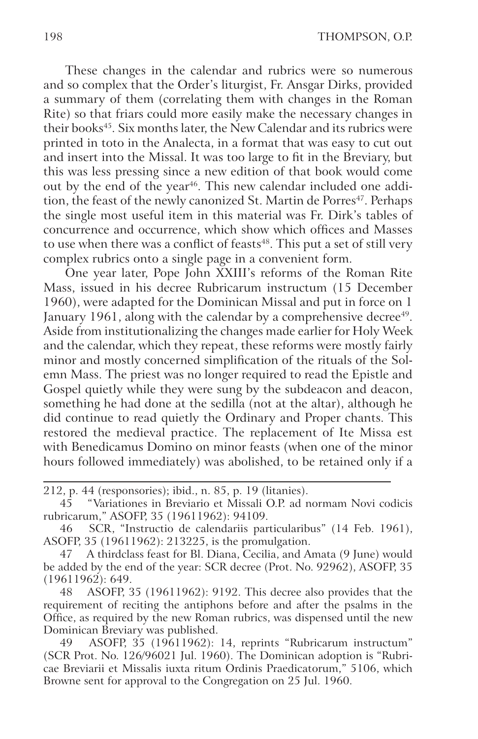These changes in the calendar and rubrics were so numerous and so complex that the Order's liturgist, Fr. Ansgar Dirks, provided a summary of them (correlating them with changes in the Roman Rite) so that friars could more easily make the necessary changes in their books[45]. Six months later, the New Calendar and its rubrics were printed in toto in the Analecta, in a format that was easy to cut out and insert into the Missal. It was too large to fit in the Breviary, but this was less pressing since a new edition of that book would come out by the end of the year[46]. This new calendar included one addition, the feast of the newly canonized St. Martin de Porres[47]. Perhaps the single most useful item in this material was Fr. Dirk's tables of concurrence and occurrence, which show which offices and Masses to use when there was a conflict of feasts[48]. This put a set of still very complex rubrics onto a single page in a convenient form.

One year later, Pope John XXIII's reforms of the Roman Rite Mass, issued in his decree Rubricarum instructum (15 December 1960), were adapted for the Dominican Missal and put in force on 1 January 1961, along with the calendar by a comprehensive decree[49]. Aside from institutionalizing the changes made earlier for Holy Week and the calendar, which they repeat, these reforms were mostly fairly minor and mostly concerned simplification of the rituals of the Solemn Mass. The priest was no longer required to read the Epistle and Gospel quietly while they were sung by the subdeacon and deacon, something he had done at the sedilla (not at the altar), although he did continue to read quietly the Ordinary and Proper chants. This restored the medieval practice. The replacement of Ite Missa est with Benedicamus Domino on minor feasts (when one of the minor hours followed immediately) was abolished, to be retained only if a

---

212, p. 44 (responsories); ibid., n. 85, p. 19 (litanies).

45 "Variationes in Breviario et Missali O.P. ad normam Novi codicis rubricarum," ASOFP, 35 (19611962): 94109.

46 SCR, "Instructio de calendariis particularibus" (14 Feb. 1961), ASOFP, 35 (19611962): 213225, is the promulgation.

47 A thirdclass feast for Bl. Diana, Cecilia, and Amata (9 June) would be added by the end of the year: SCR decree (Prot. No. 92962), ASOFP, 35 (19611962): 649.

48 ASOFP, 35 (19611962): 9192. This decree also provides that the requirement of reciting the antiphons before and after the psalms in the Office, as required by the new Roman rubrics, was dispensed until the new Dominican Breviary was published.

49 ASOFP, 35 (19611962): 14, reprints "Rubricarum instructum" (SCR Prot. No. 126/96021 Jul. 1960). The Dominican adoption is "Rubricae Breviarii et Missalis iuxta ritum Ordinis Praedicatorum," 5106, which Browne sent for approval to the Congregation on 25 Jul. 1960.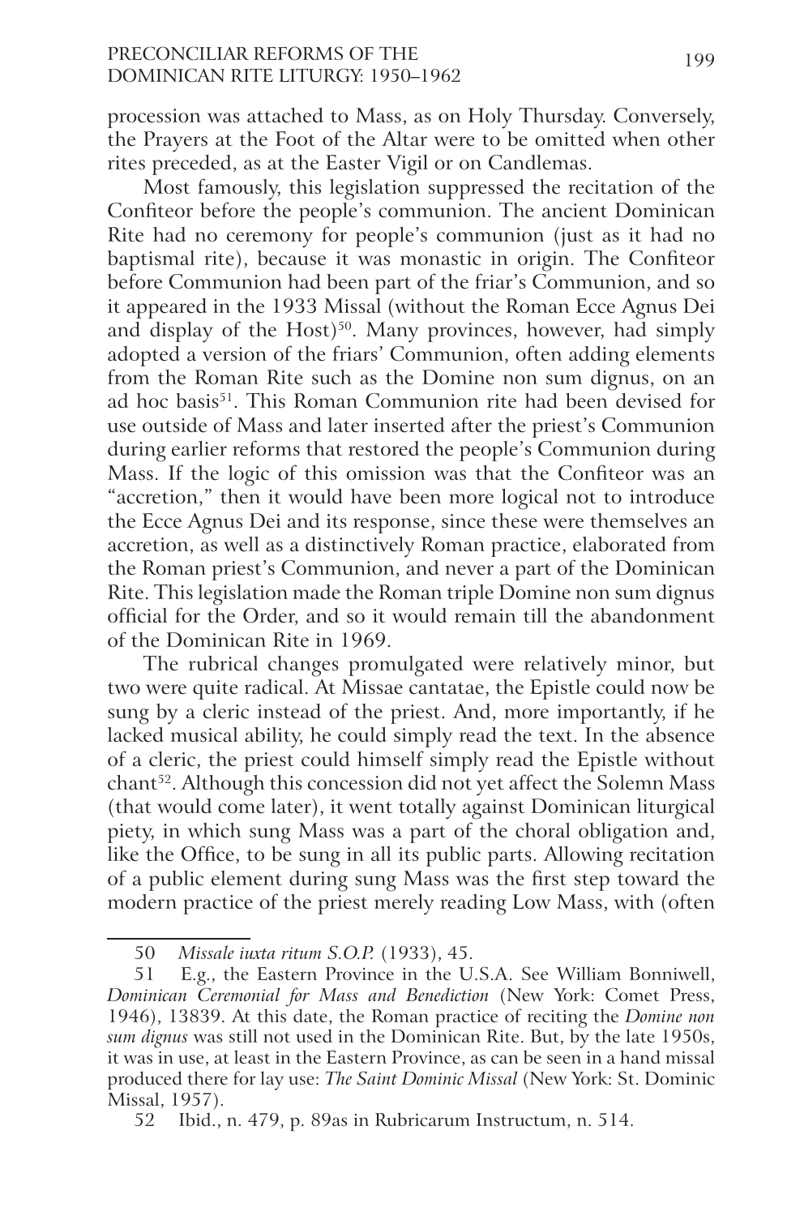procession was attached to Mass, as on Holy Thursday. Conversely, the Prayers at the Foot of the Altar were to be omitted when other rites preceded, as at the Easter Vigil or on Candlemas.

Most famously, this legislation suppressed the recitation of the Confiteor before the people's communion. The ancient Dominican Rite had no ceremony for people's communion (just as it had no baptismal rite), because it was monastic in origin. The Confiteor before Communion had been part of the friar's Communion, and so it appeared in the 1933 Missal (without the Roman Ecce Agnus Dei and display of the Host)[50]. Many provinces, however, had simply adopted a version of the friars' Communion, often adding elements from the Roman Rite such as the Domine non sum dignus, on an ad hoc basis[51]. This Roman Communion rite had been devised for use outside of Mass and later inserted after the priest's Communion during earlier reforms that restored the people's Communion during Mass. If the logic of this omission was that the Confiteor was an "accretion," then it would have been more logical not to introduce the Ecce Agnus Dei and its response, since these were themselves an accretion, as well as a distinctively Roman practice, elaborated from the Roman priest's Communion, and never a part of the Dominican Rite. This legislation made the Roman triple Domine non sum dignus official for the Order, and so it would remain till the abandonment of the Dominican Rite in 1969.

The rubrical changes promulgated were relatively minor, but two were quite radical. At Missae cantatae, the Epistle could now be sung by a cleric instead of the priest. And, more importantly, if he lacked musical ability, he could simply read the text. In the absence of a cleric, the priest could himself simply read the Epistle without chant[52]. Although this concession did not yet affect the Solemn Mass (that would come later), it went totally against Dominican liturgical piety, in which sung Mass was a part of the choral obligation and, like the Office, to be sung in all its public parts. Allowing recitation of a public element during sung Mass was the first step toward the modern practice of the priest merely reading Low Mass, with (often

---

50 *Missale iuxta ritum S.O.P.* (1933), 45.

51 E.g., the Eastern Province in the U.S.A. See William Bonniwell, *Dominican Ceremonial for Mass and Benediction* (New York: Comet Press, 1946), 13839. At this date, the Roman practice of reciting the *Domine non sum dignus* was still not used in the Dominican Rite. But, by the late 1950s, it was in use, at least in the Eastern Province, as can be seen in a hand missal produced there for lay use: *The Saint Dominic Missal* (New York: St. Dominic Missal, 1957).

52 Ibid., n. 479, p. 89as in Rubricarum Instructum, n. 514.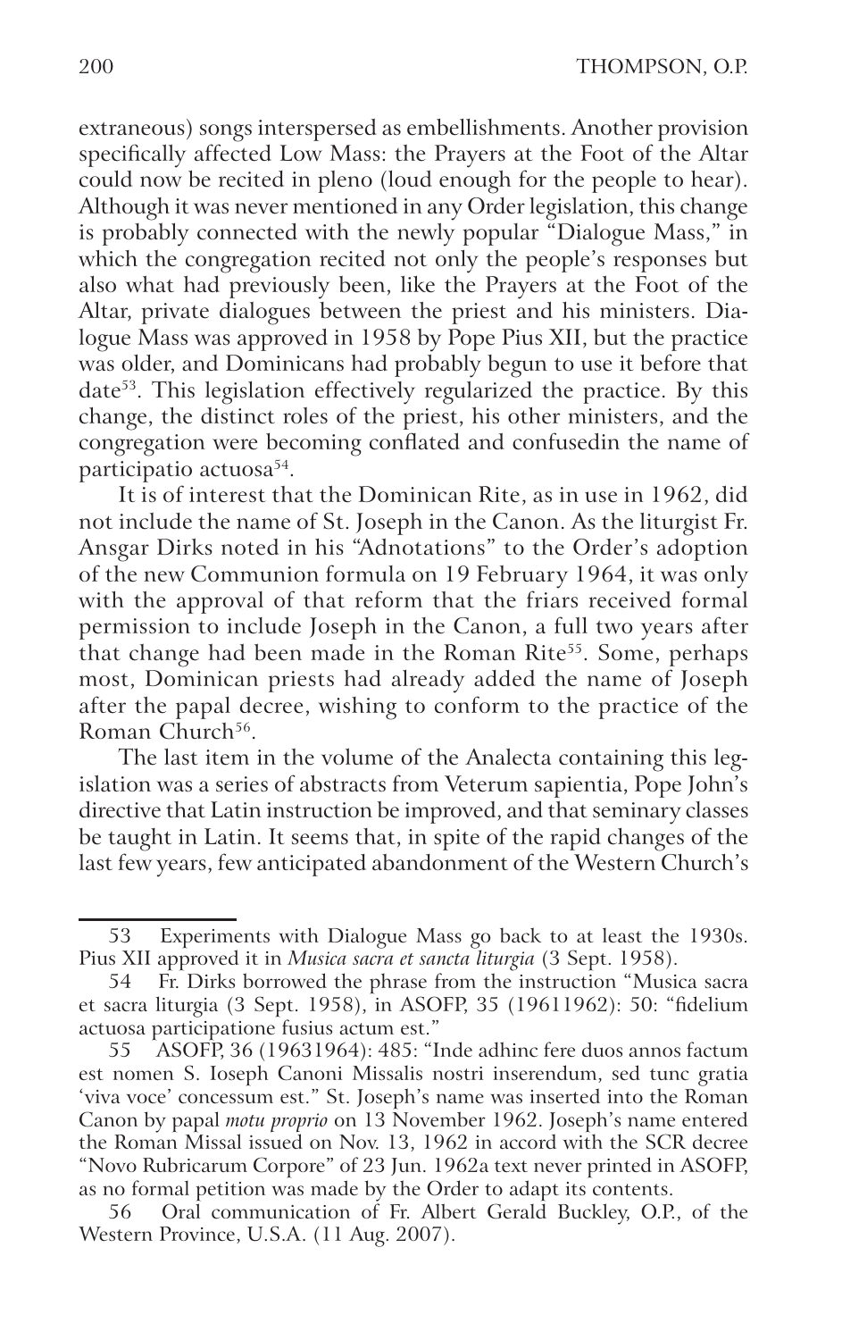extraneous) songs interspersed as embellishments. Another provision specifically affected Low Mass: the Prayers at the Foot of the Altar could now be recited in pleno (loud enough for the people to hear). Although it was never mentioned in any Order legislation, this change is probably connected with the newly popular "Dialogue Mass," in which the congregation recited not only the people's responses but also what had previously been, like the Prayers at the Foot of the Altar, private dialogues between the priest and his ministers. Dialogue Mass was approved in 1958 by Pope Pius XII, but the practice was older, and Dominicans had probably begun to use it before that date[53]. This legislation effectively regularized the practice. By this change, the distinct roles of the priest, his other ministers, and the congregation were becoming conflated and confusedin the name of participatio actuosa[54].

It is of interest that the Dominican Rite, as in use in 1962, did not include the name of St. Joseph in the Canon. As the liturgist Fr. Ansgar Dirks noted in his "Adnotations" to the Order's adoption of the new Communion formula on 19 February 1964, it was only with the approval of that reform that the friars received formal permission to include Joseph in the Canon, a full two years after that change had been made in the Roman Rite[55]. Some, perhaps most, Dominican priests had already added the name of Joseph after the papal decree, wishing to conform to the practice of the Roman Church[56].

The last item in the volume of the Analecta containing this legislation was a series of abstracts from Veterum sapientia, Pope John's directive that Latin instruction be improved, and that seminary classes be taught in Latin. It seems that, in spite of the rapid changes of the last few years, few anticipated abandonment of the Western Church's

---

53 Experiments with Dialogue Mass go back to at least the 1930s. Pius XII approved it in *Musica sacra et sancta liturgia* (3 Sept. 1958).

54 Fr. Dirks borrowed the phrase from the instruction "Musica sacra et sacra liturgia (3 Sept. 1958), in ASOFP, 35 (19611962): 50: "fidelium actuosa participatione fusius actum est."

55 ASOFP, 36 (19631964): 485: "Inde adhinc fere duos annos factum est nomen S. Ioseph Canoni Missalis nostri inserendum, sed tunc gratia 'viva voce' concessum est." St. Joseph's name was inserted into the Roman Canon by papal *motu proprio* on 13 November 1962. Joseph's name entered the Roman Missal issued on Nov. 13, 1962 in accord with the SCR decree "Novo Rubricarum Corpore" of 23 Jun. 1962a text never printed in ASOFP, as no formal petition was made by the Order to adapt its contents.

56 Oral communication of Fr. Albert Gerald Buckley, O.P., of the Western Province, U.S.A. (11 Aug. 2007).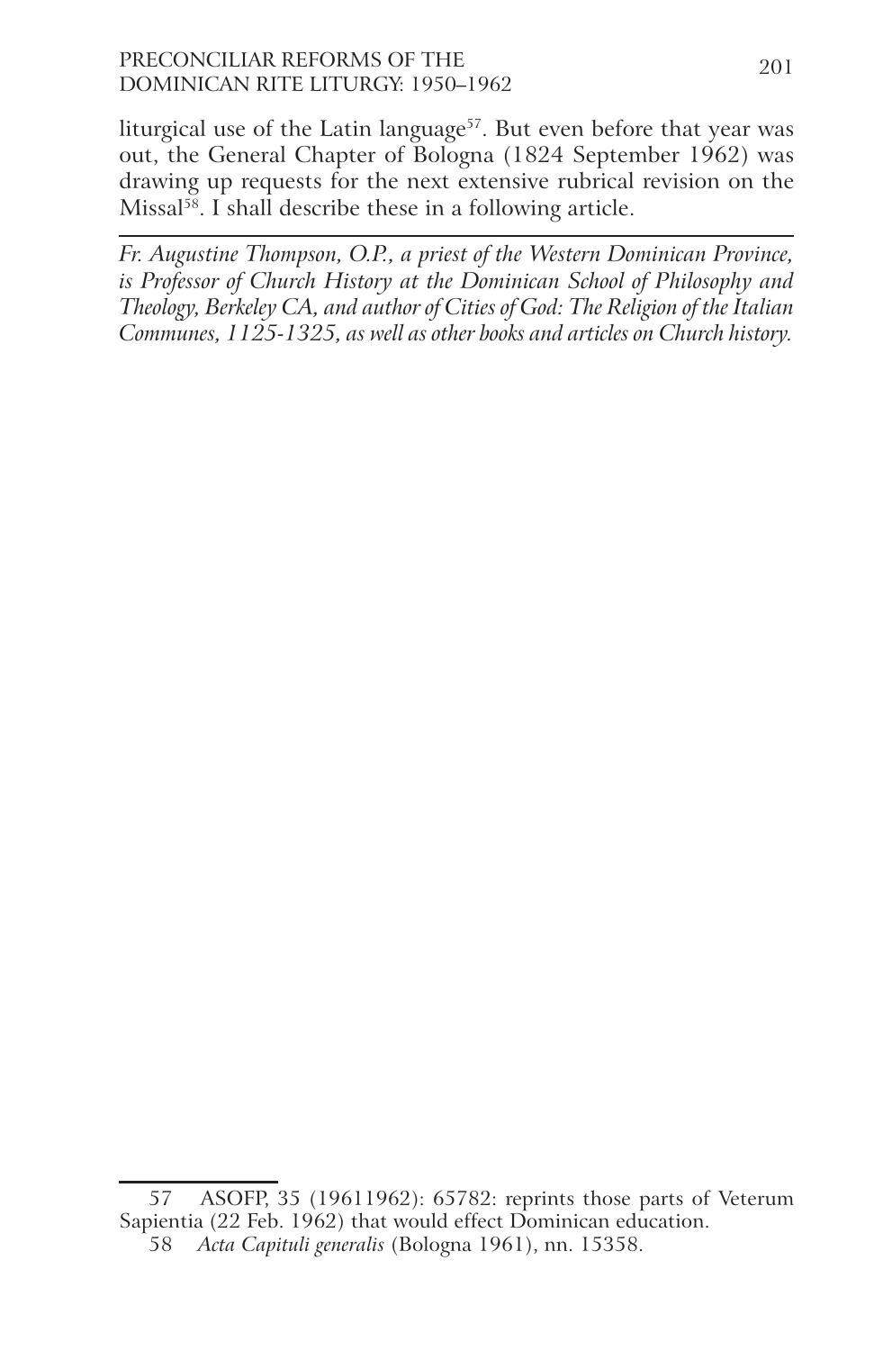liturgical use of the Latin language[57]. But even before that year was out, the General Chapter of Bologna (1824 September 1962) was drawing up requests for the next extensive rubrical revision on the Missal[58]. I shall describe these in a following article.

---

*Fr. Augustine Thompson, O.P., a priest of the Western Dominican Province, is Professor of Church History at the Dominican School of Philosophy and Theology, Berkeley CA, and author of Cities of God: The Religion of the Italian Communes, 1125-1325, as well as other books and articles on Church history.*

---

57 ASOFP, 35 (19611962): 65782: reprints those parts of Veterum Sapientia (22 Feb. 1962) that would effect Dominican education.

58 *Acta Capituli generalis* (Bologna 1961), nn. 15358.